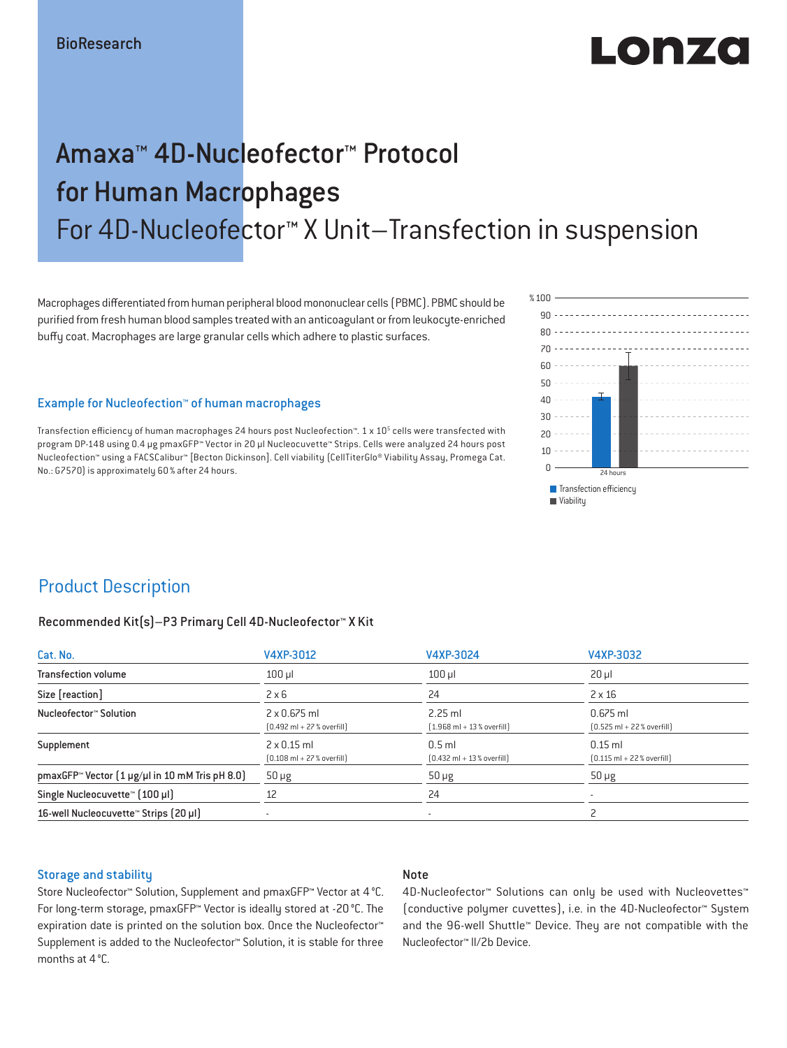BioResearch

# Amaxa™ 4D-Nucleofector™ Protocol for Human Macrophages

## For 4D-Nucleofector™ X Unit–Transfection in suspension

Macrophages differentiated from human peripheral blood mononuclear cells (PBMC). PBMC should be purified from fresh human blood samples treated with an anticoagulant or from leukocyte-enriched buffy coat. Macrophages are large granular cells which adhere to plastic surfaces.

### Example for Nucleofection™ of human macrophages

Transfection efficiency of human macrophages 24 hours post Nucleofection™. 1 x $10^5$ cells were transfected with program DP-148 using 0.4 µg pmaxGFP™ Vector in 20 µl Nucleocuvette™ Strips. Cells were analyzed 24 hours post Nucleofection™ using a FACSCalibur™ [Becton Dickinson]. Cell viability (CellTiterGlo® Viability Assay, Promega Cat. No.: G7570) is approximately 60 % after 24 hours.

## Product Description

### Recommended Kit(s)–P3 Primary Cell 4D-Nucleofector™ X Kit

| Cat. No. | V4XP-3012 | V4XP-3024 | V4XP-3032 |
|---|---|---|---|
| Transfection volume | 100 µl | 100 µl | 20 µl |
| Size [reaction] | 2 x 6 | 24 | 2 x 16 |
| Nucleofector™ Solution | 2 x 0.675 ml (0.492 ml + 27 % overfill) | 2.25 ml (1.968 ml + 13 % overfill) | 0.675 ml (0.525 ml + 22 % overfill) |
| Supplement | 2 x 0.15 ml (0.108 ml + 27 % overfill) | 0.5 ml (0.432 ml + 13 % overfill) | 0.15 ml (0.115 ml + 22 % overfill) |
| pmaxGFP™ Vector (1 µg/µl in 10 mM Tris pH 8.0) | 50 µg | 50 µg | 50 µg |
| Single Nucleocuvette™ (100 µl) | 12 | 24 | - |
| 16-well Nucleocuvette™ Strips (20 µl) | - | - | 2 |

### Storage and stability

Store Nucleofector™ Solution, Supplement and pmaxGFP™ Vector at 4 °C. For long-term storage, pmaxGFP™ Vector is ideally stored at -20 °C. The expiration date is printed on the solution box. Once the Nucleofector™ Supplement is added to the Nucleofector™ Solution, it is stable for three months at 4 °C.

### Note

4D-Nucleofector™ Solutions can only be used with Nucleovettes™ (conductive polymer cuvettes), i.e. in the 4D-Nucleofector™ System and the 96-well Shuttle™ Device. They are not compatible with the Nucleofector™ II/2b Device.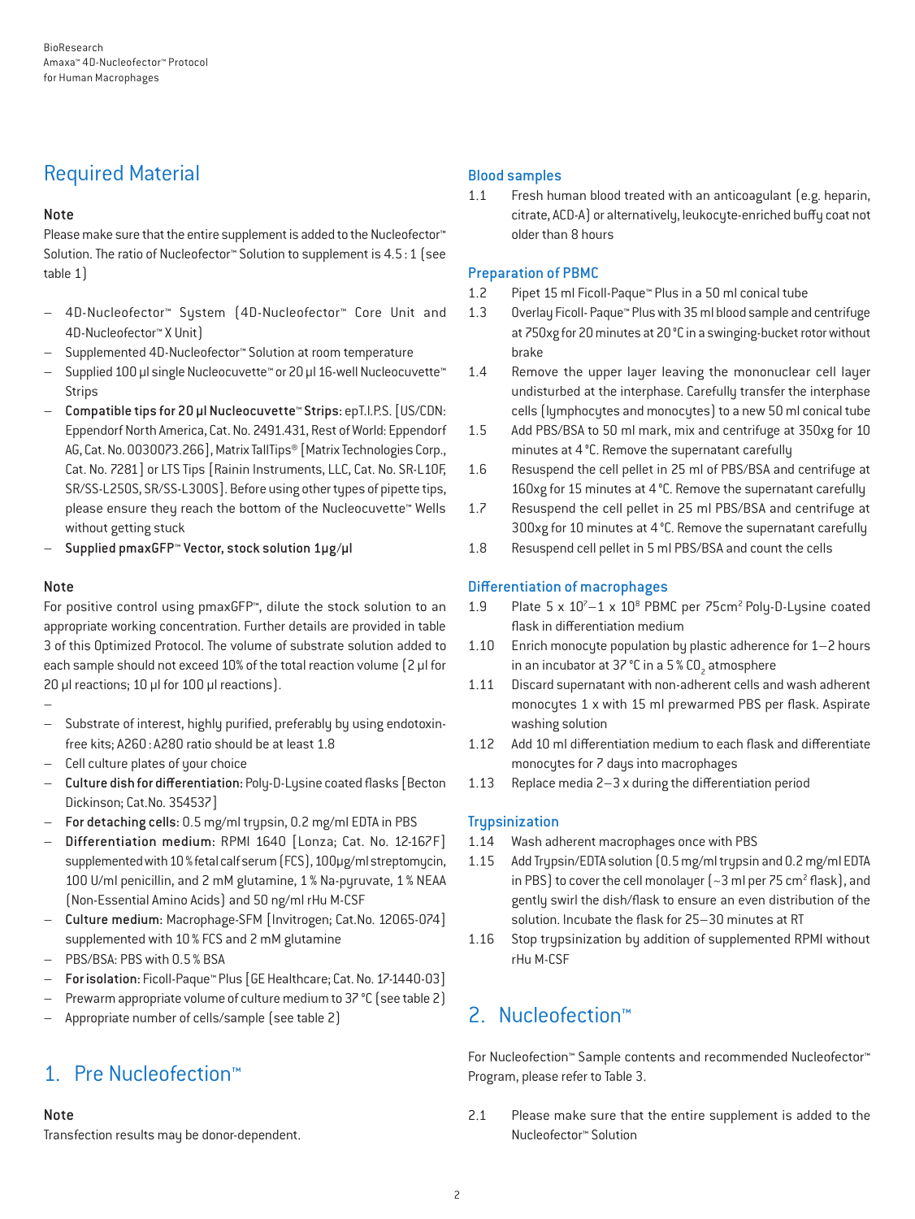## Required Material

### Note

Please make sure that the entire supplement is added to the Nucleofector™ Solution. The ratio of Nucleofector™ Solution to supplement is 4.5 : 1 (see table 1)

- 4D-Nucleofector™ System (4D-Nucleofector™ Core Unit and 4D-Nucleofector™ X Unit)
- Supplemented 4D-Nucleofector™ Solution at room temperature
- Supplied 100 µl single Nucleocuvette™ or 20 µl 16-well Nucleocuvette™ Strips
- **Compatible tips for 20 µl Nucleocuvette™ Strips:** epT.I.P.S. [US/CDN: Eppendorf North America, Cat. No. 2491.431, Rest of World: Eppendorf AG, Cat. No. 0030073.266], Matrix TallTips® [Matrix Technologies Corp., Cat. No. 7281] or LTS Tips [Rainin Instruments, LLC, Cat. No. SR-L10F, SR/SS-L250S, SR/SS-L300S]. Before using other types of pipette tips, please ensure they reach the bottom of the Nucleocuvette™ Wells without getting stuck
- **Supplied pmaxGFP™ Vector, stock solution 1µg/µl**

### Note

For positive control using pmaxGFP™, dilute the stock solution to an appropriate working concentration. Further details are provided in table 3 of this Optimized Protocol. The volume of substrate solution added to each sample should not exceed 10% of the total reaction volume (2 µl for 20 µl reactions; 10 µl for 100 µl reactions).

-
- Substrate of interest, highly purified, preferably by using endotoxin-free kits; A260 : A280 ratio should be at least 1.8
- Cell culture plates of your choice
- **Culture dish for differentiation:** Poly-D-Lysine coated flasks [Becton Dickinson; Cat.No. 354537]
- **For detaching cells:** 0.5 mg/ml trypsin, 0.2 mg/ml EDTA in PBS
- **Differentiation medium:** RPMI 1640 [Lonza; Cat. No. 12-167F] supplemented with 10 % fetal calf serum (FCS), 100µg/ml streptomycin, 100 U/ml penicillin, and 2 mM glutamine, 1 % Na-pyruvate, 1 % NEAA (Non-Essential Amino Acids) and 50 ng/ml rHu M-CSF
- **Culture medium:** Macrophage-SFM [Invitrogen; Cat.No. 12065-074] supplemented with 10 % FCS and 2 mM glutamine
- PBS/BSA: PBS with 0.5 % BSA
- **For isolation:** Ficoll-Paque™ Plus [GE Healthcare; Cat. No. 17-1440-03]
- Prewarm appropriate volume of culture medium to 37 °C (see table 2)
- Appropriate number of cells/sample (see table 2)

## 1. Pre Nucleofection™

### Note

Transfection results may be donor-dependent.

### Blood samples

1.1 Fresh human blood treated with an anticoagulant (e.g. heparin, citrate, ACD-A) or alternatively, leukocyte-enriched buffy coat not older than 8 hours

### Preparation of PBMC

1.2 Pipet 15 ml Ficoll-Paque™ Plus in a 50 ml conical tube

1.3 Overlay Ficoll- Paque™ Plus with 35 ml blood sample and centrifuge at 750xg for 20 minutes at 20 °C in a swinging-bucket rotor without brake

1.4 Remove the upper layer leaving the mononuclear cell layer undisturbed at the interphase. Carefully transfer the interphase cells (lymphocytes and monocytes) to a new 50 ml conical tube

1.5 Add PBS/BSA to 50 ml mark, mix and centrifuge at 350xg for 10 minutes at 4 °C. Remove the supernatant carefully

1.6 Resuspend the cell pellet in 25 ml of PBS/BSA and centrifuge at 160xg for 15 minutes at 4 °C. Remove the supernatant carefully

1.7 Resuspend the cell pellet in 25 ml PBS/BSA and centrifuge at 300xg for 10 minutes at 4 °C. Remove the supernatant carefully

1.8 Resuspend cell pellet in 5 ml PBS/BSA and count the cells

### Differentiation of macrophages

1.9 Plate $5 \times 10^7 – 1 \times 10^8$ PBMC per 75cm² Poly-D-Lysine coated flask in differentiation medium

1.10 Enrich monocyte population by plastic adherence for 1–2 hours in an incubator at 37 °C in a 5 % $CO_2$ atmosphere

1.11 Discard supernatant with non-adherent cells and wash adherent monocytes 1 x with 15 ml prewarmed PBS per flask. Aspirate washing solution

1.12 Add 10 ml differentiation medium to each flask and differentiate monocytes for 7 days into macrophages

1.13 Replace media 2–3 x during the differentiation period

### Trypsinization

1.14 Wash adherent macrophages once with PBS

1.15 Add Trypsin/EDTA solution (0.5 mg/ml trypsin and 0.2 mg/ml EDTA in PBS) to cover the cell monolayer (~3 ml per 75 cm² flask), and gently swirl the dish/flask to ensure an even distribution of the solution. Incubate the flask for 25–30 minutes at RT

1.16 Stop trypsinization by addition of supplemented RPMI without rHu M-CSF

## 2. Nucleofection™

For Nucleofection™ Sample contents and recommended Nucleofector™ Program, please refer to Table 3.

2.1 Please make sure that the entire supplement is added to the Nucleofector™ Solution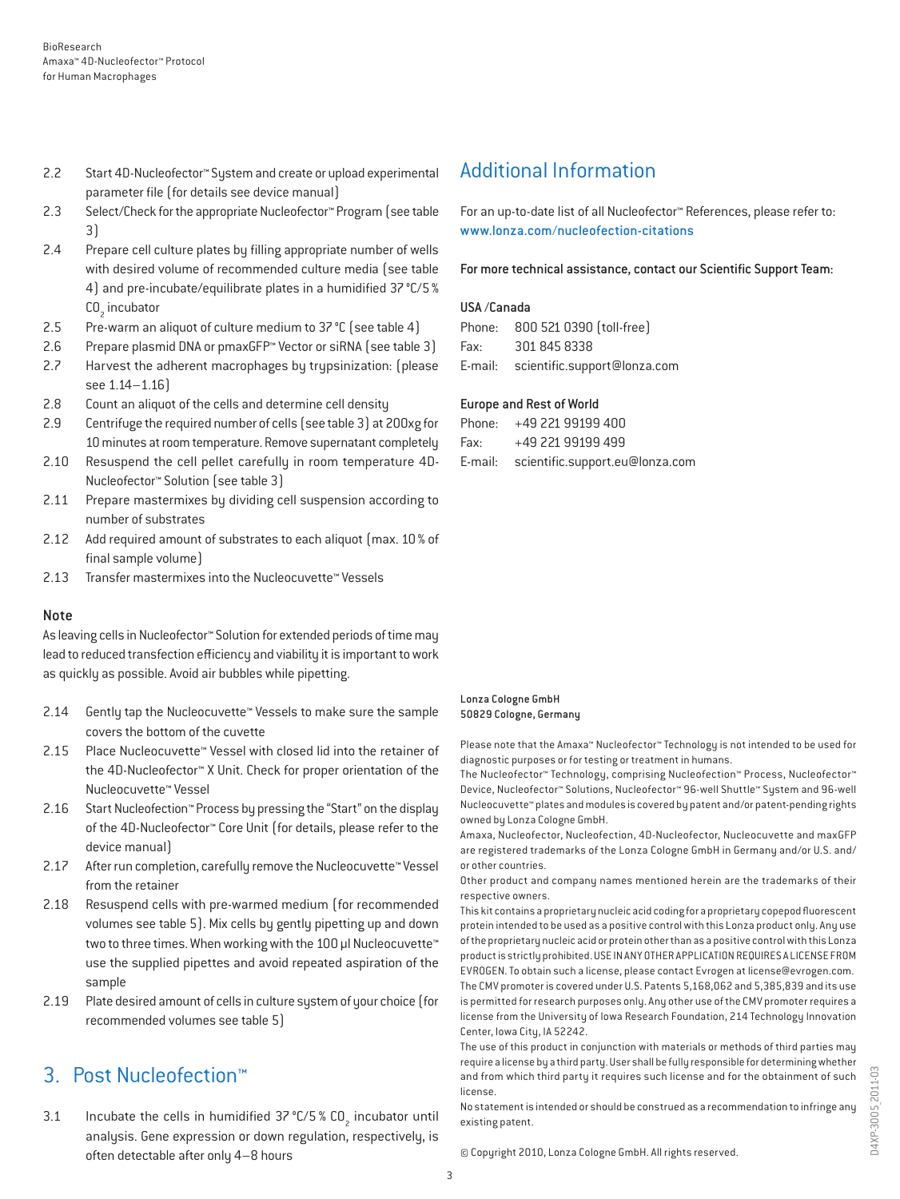2.2 Start 4D-Nucleofector™ System and create or upload experimental parameter file (for details see device manual)

2.3 Select/Check for the appropriate Nucleofector™ Program (see table 3)

2.4 Prepare cell culture plates by filling appropriate number of wells with desired volume of recommended culture media (see table 4) and pre-incubate/equilibrate plates in a humidified 37°C/5% $CO_2$ incubator

2.5 Pre-warm an aliquot of culture medium to 37°C (see table 4)

2.6 Prepare plasmid DNA or pmaxGFP™ Vector or siRNA (see table 3)

2.7 Harvest the adherent macrophages by trypsinization: (please see 1.14–1.16)

2.8 Count an aliquot of the cells and determine cell density

2.9 Centrifuge the required number of cells (see table 3) at 200xg for 10 minutes at room temperature. Remove supernatant completely

2.10 Resuspend the cell pellet carefully in room temperature 4D-Nucleofector™ Solution (see table 3)

2.11 Prepare mastermixes by dividing cell suspension according to number of substrates

2.12 Add required amount of substrates to each aliquot (max. 10% of final sample volume)

2.13 Transfer mastermixes into the Nucleocuvette™ Vessels

### Note

As leaving cells in Nucleofector™ Solution for extended periods of time may lead to reduced transfection efficiency and viability it is important to work as quickly as possible. Avoid air bubbles while pipetting.

2.14 Gently tap the Nucleocuvette™ Vessels to make sure the sample covers the bottom of the cuvette

2.15 Place Nucleocuvette™ Vessel with closed lid into the retainer of the 4D-Nucleofector™ X Unit. Check for proper orientation of the Nucleocuvette™ Vessel

2.16 Start Nucleofection™ Process by pressing the "Start" on the display of the 4D-Nucleofector™ Core Unit (for details, please refer to the device manual)

2.17 After run completion, carefully remove the Nucleocuvette™ Vessel from the retainer

2.18 Resuspend cells with pre-warmed medium (for recommended volumes see table 5). Mix cells by gently pipetting up and down two to three times. When working with the 100 µl Nucleocuvette™ use the supplied pipettes and avoid repeated aspiration of the sample

2.19 Plate desired amount of cells in culture system of your choice (for recommended volumes see table 5)

## 3. Post Nucleofection™

3.1 Incubate the cells in humidified 37°C/5% $CO_2$ incubator until analysis. Gene expression or down regulation, respectively, is often detectable after only 4–8 hours

## Additional Information

For an up-to-date list of all Nucleofector™ References, please refer to: www.lonza.com/nucleofection-citations

For more technical assistance, contact our Scientific Support Team:

**USA /Canada**

Phone: 800 521 0390 (toll-free)
Fax: 301 845 8338
E-mail: scientific.support@lonza.com

**Europe and Rest of World**

Phone: +49 221 99199 400
Fax: +49 221 99199 499
E-mail: scientific.support.eu@lonza.com

Lonza Cologne GmbH
50829 Cologne, Germany

Please note that the Amaxa™ Nucleofector™ Technology is not intended to be used for diagnostic purposes or for testing or treatment in humans.
The Nucleofector™ Technology, comprising Nucleofection™ Process, Nucleofector™ Device, Nucleofector™ Solutions, Nucleofector™ 96-well Shuttle™ System and 96-well Nucleocuvette™ plates and modules is covered by patent and/or patent-pending rights owned by Lonza Cologne GmbH.
Amaxa, Nucleofector, Nucleofection, 4D-Nucleofector, Nucleocuvette and maxGFP are registered trademarks of the Lonza Cologne GmbH in Germany and/or U.S. and/or other countries.
Other product and company names mentioned herein are the trademarks of their respective owners.
This kit contains a proprietary nucleic acid coding for a proprietary copepod fluorescent protein intended to be used as a positive control with this Lonza product only. Any use of the proprietary nucleic acid or protein other than as a positive control with this Lonza product is strictly prohibited. USE IN ANY OTHER APPLICATION REQUIRES A LICENSE FROM EVROGEN. To obtain such a license, please contact Evrogen at license@evrogen.com.
The CMV promoter is covered under U.S. Patents 5,168,062 and 5,385,839 and its use is permitted for research purposes only. Any other use of the CMV promoter requires a license from the University of Iowa Research Foundation, 214 Technology Innovation Center, Iowa City, IA 52242.
The use of this product in conjunction with materials or methods of third parties may require a license by a third party. User shall be fully responsible for determining whether and from which third party it requires such license and for the obtainment of such license.
No statement is intended or should be construed as a recommendation to infringe any existing patent.

© Copyright 2010, Lonza Cologne GmbH. All rights reserved.

D4XP-3005_2011-03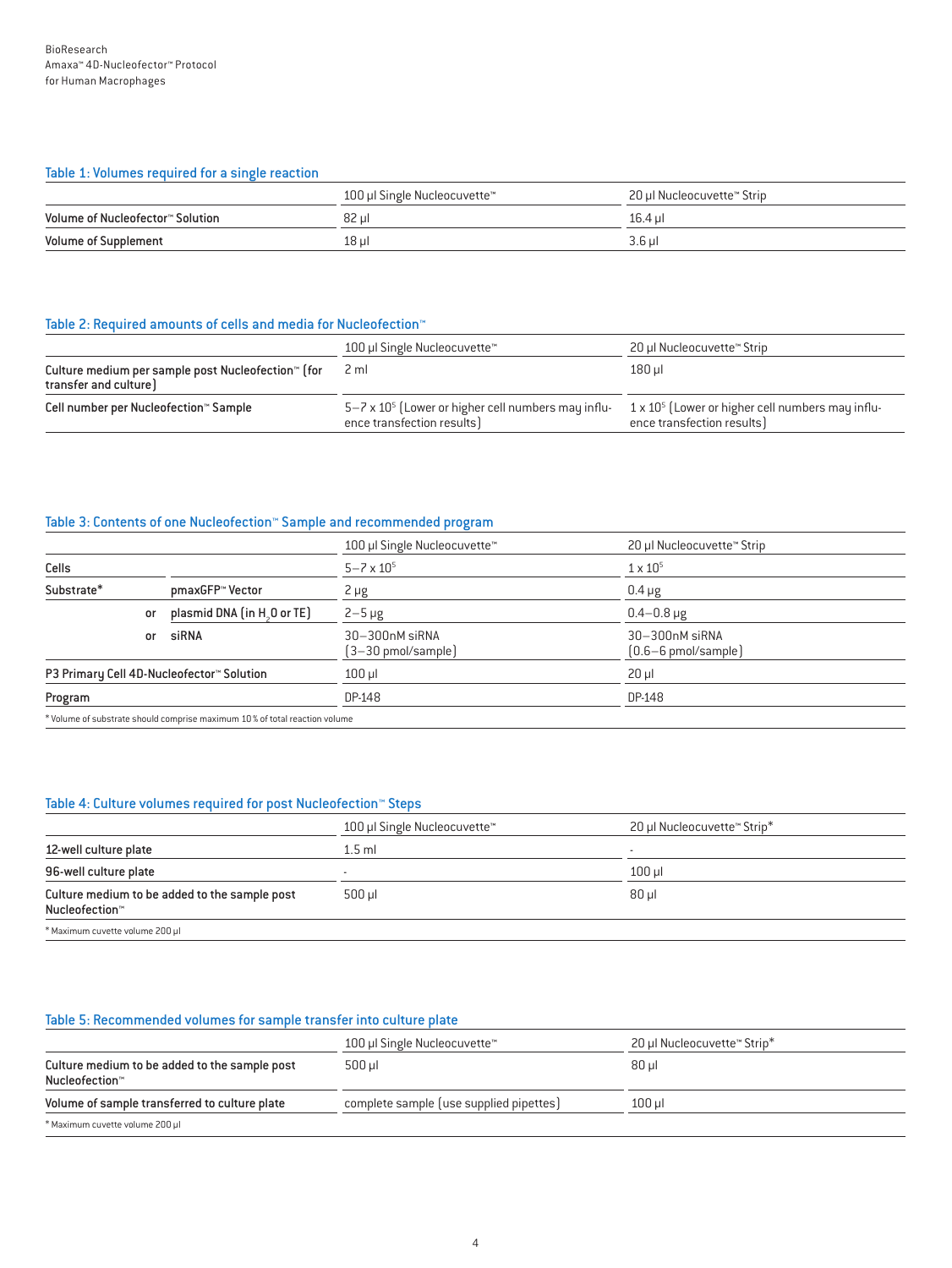### Table 1: Volumes required for a single reaction

| | 100 µl Single Nucleocuvette™ | 20 µl Nucleocuvette™ Strip |
|---|---|---|
| **Volume of Nucleofector™ Solution** | 82 µl | 16.4 µl |
| **Volume of Supplement** | 18 µl | 3.6 µl |

### Table 2: Required amounts of cells and media for Nucleofection™

| | 100 µl Single Nucleocuvette™ | 20 µl Nucleocuvette™ Strip |
|---|---|---|
| **Culture medium per sample post Nucleofection™ (for transfer and culture)** | 2 ml | 180 µl |
| **Cell number per Nucleofection™ Sample** | 5–7 x $10^5$ (Lower or higher cell numbers may influence transfection results) | 1 x $10^5$ (Lower or higher cell numbers may influence transfection results) |

### Table 3: Contents of one Nucleofection™ Sample and recommended program

| | | | 100 µl Single Nucleocuvette™ | 20 µl Nucleocuvette™ Strip |
|---|---|---|---|---|
| **Cells** | | | 5–7 x $10^5$ | 1 x $10^5$ |
| **Substrate*** | | **pmaxGFP™ Vector** | 2 µg | 0.4 µg |
| | **or** | **plasmid DNA (in $H_2O$ or TE)** | 2–5 µg | 0.4–0.8 µg |
| | **or** | **siRNA** | 30–300nM siRNA (3–30 pmol/sample) | 30–300nM siRNA (0.6–6 pmol/sample) |
| **P3 Primary Cell 4D-Nucleofector™ Solution** | | | 100 µl | 20 µl |
| **Program** | | | DP-148 | DP-148 |

* Volume of substrate should comprise maximum 10 % of total reaction volume

### Table 4: Culture volumes required for post Nucleofection™ Steps

| | 100 µl Single Nucleocuvette™ | 20 µl Nucleocuvette™ Strip* |
|---|---|---|
| **12-well culture plate** | 1.5 ml | - |
| **96-well culture plate** | - | 100 µl |
| **Culture medium to be added to the sample post Nucleofection™** | 500 µl | 80 µl |

* Maximum cuvette volume 200 µl

### Table 5: Recommended volumes for sample transfer into culture plate

| | 100 µl Single Nucleocuvette™ | 20 µl Nucleocuvette™ Strip* |
|---|---|---|
| **Culture medium to be added to the sample post Nucleofection™** | 500 µl | 80 µl |
| **Volume of sample transferred to culture plate** | complete sample (use supplied pipettes) | 100 µl |

* Maximum cuvette volume 200 µl